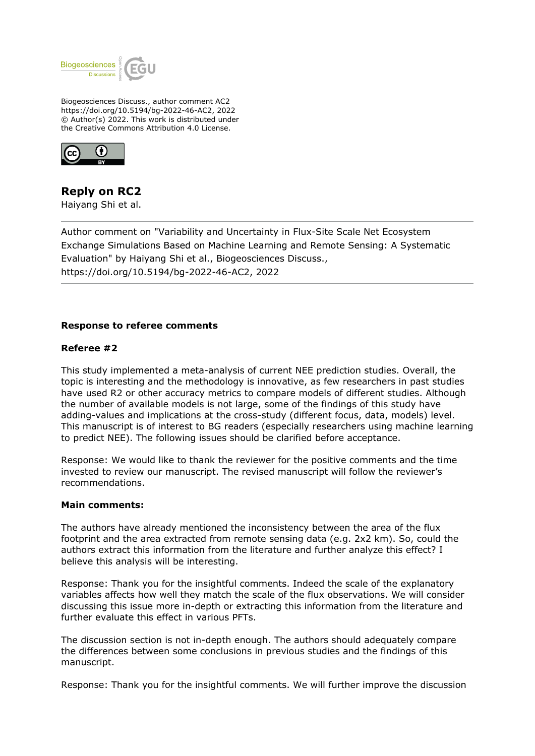Biogeosciences Discuss., author comment AC2
https://doi.org/10.5194/bg-2022-46-AC2, 2022
© Author(s) 2022. This work is distributed under
the Creative Commons Attribution 4.0 License.

## Reply on RC2

Haiyang Shi et al.

---

Author comment on "Variability and Uncertainty in Flux-Site Scale Net Ecosystem Exchange Simulations Based on Machine Learning and Remote Sensing: A Systematic Evaluation" by Haiyang Shi et al., Biogeosciences Discuss., https://doi.org/10.5194/bg-2022-46-AC2, 2022

---

**Response to referee comments**

**Referee #2**

This study implemented a meta-analysis of current NEE prediction studies. Overall, the topic is interesting and the methodology is innovative, as few researchers in past studies have used R2 or other accuracy metrics to compare models of different studies. Although the number of available models is not large, some of the findings of this study have adding-values and implications at the cross-study (different focus, data, models) level. This manuscript is of interest to BG readers (especially researchers using machine learning to predict NEE). The following issues should be clarified before acceptance.

Response: We would like to thank the reviewer for the positive comments and the time invested to review our manuscript. The revised manuscript will follow the reviewer's recommendations.

**Main comments:**

The authors have already mentioned the inconsistency between the area of the flux footprint and the area extracted from remote sensing data (e.g. 2x2 km). So, could the authors extract this information from the literature and further analyze this effect? I believe this analysis will be interesting.

Response: Thank you for the insightful comments. Indeed the scale of the explanatory variables affects how well they match the scale of the flux observations. We will consider discussing this issue more in-depth or extracting this information from the literature and further evaluate this effect in various PFTs.

The discussion section is not in-depth enough. The authors should adequately compare the differences between some conclusions in previous studies and the findings of this manuscript.

Response: Thank you for the insightful comments. We will further improve the discussion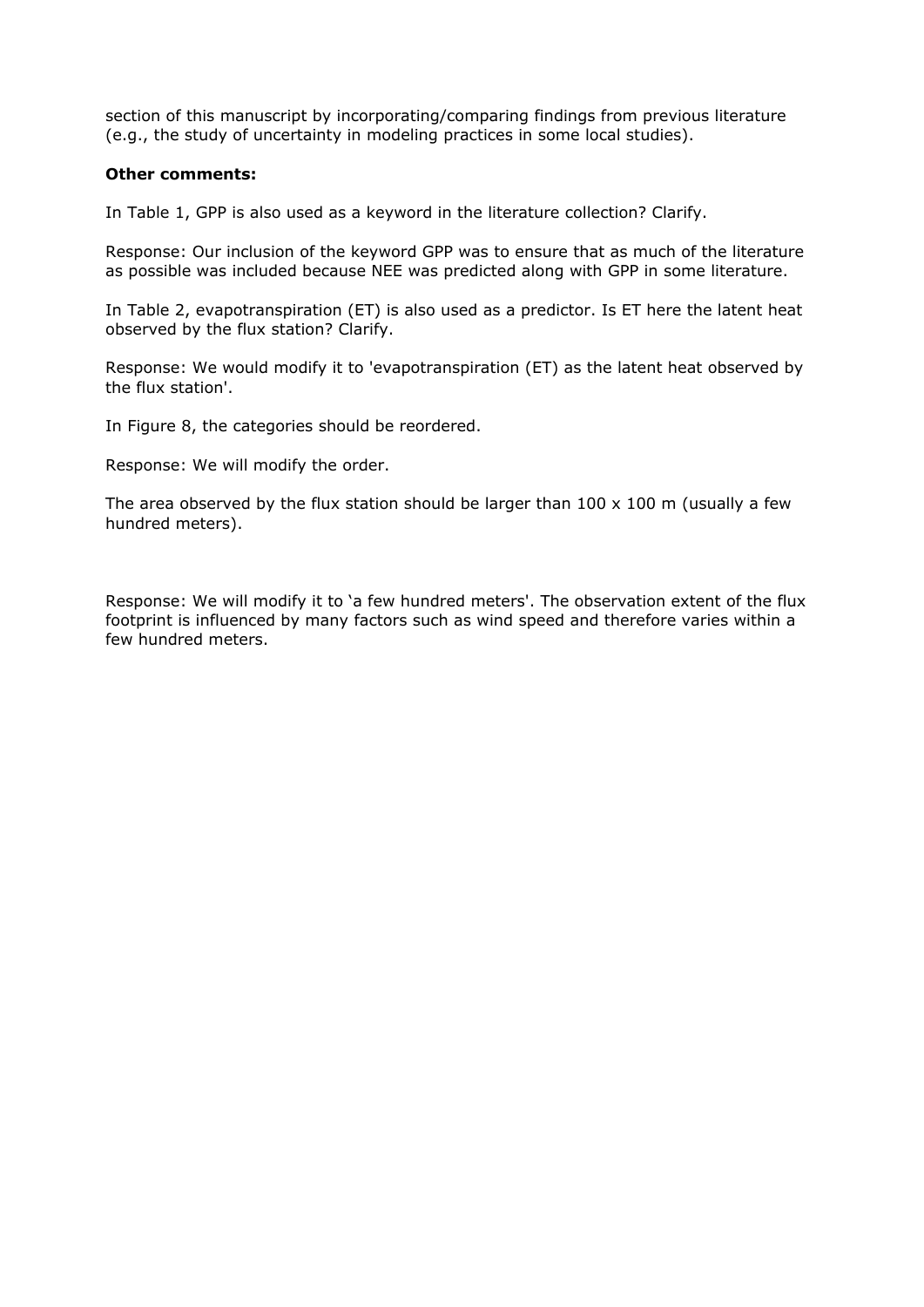section of this manuscript by incorporating/comparing findings from previous literature (e.g., the study of uncertainty in modeling practices in some local studies).

**Other comments:**

In Table 1, GPP is also used as a keyword in the literature collection? Clarify.

Response: Our inclusion of the keyword GPP was to ensure that as much of the literature as possible was included because NEE was predicted along with GPP in some literature.

In Table 2, evapotranspiration (ET) is also used as a predictor. Is ET here the latent heat observed by the flux station? Clarify.

Response: We would modify it to 'evapotranspiration (ET) as the latent heat observed by the flux station'.

In Figure 8, the categories should be reordered.

Response: We will modify the order.

The area observed by the flux station should be larger than 100 x 100 m (usually a few hundred meters).

Response: We will modify it to 'a few hundred meters'. The observation extent of the flux footprint is influenced by many factors such as wind speed and therefore varies within a few hundred meters.